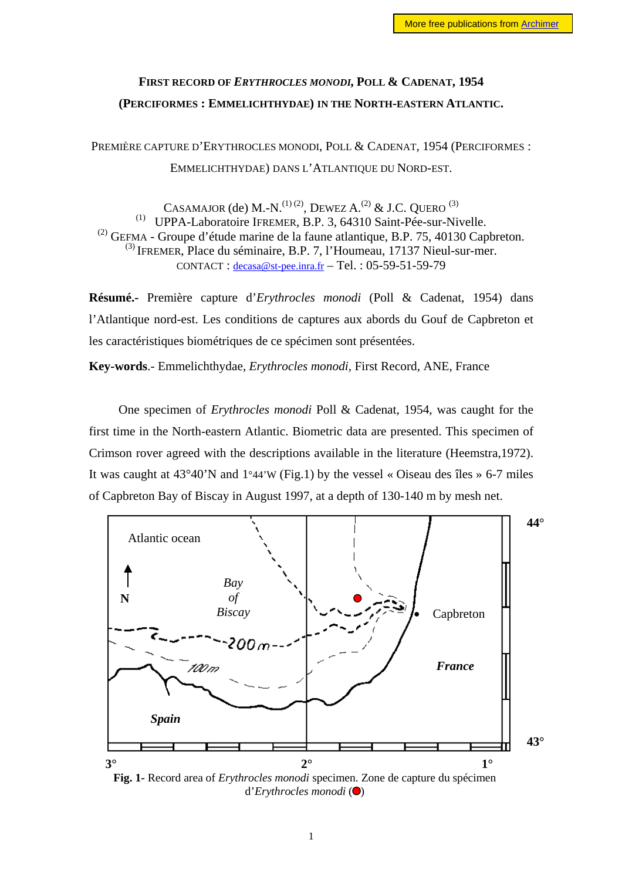# FIRST RECORD OF *ERYTHROCLES MONODI*, POLL & CADENAT, 1954 (PERCIFORMES : EMMELICHTHYDAE) IN THE NORTH-EASTERN ATLANTIC.

PREMIÈRE CAPTURE D'ERYTHROCLES MONODI, POLL & CADENAT, 1954 (PERCIFORMES : EMMELICHTHYDAE) DANS L'ATLANTIQUE DU NORD-EST.

CASAMAJOR (de) M.-N.[1] [2], DEWEZ A.[2] & J.C. QUERO [3]

[1] UPPA-Laboratoire IFREMER, B.P. 3, 64310 Saint-Pée-sur-Nivelle.
[2] GEFMA - Groupe d'étude marine de la faune atlantique, B.P. 75, 40130 Capbreton.
[3] IFREMER, Place du séminaire, B.P. 7, l'Houmeau, 17137 Nieul-sur-mer.
CONTACT : decasa@st-pee.inra.fr – Tel. : 05-59-51-59-79

**Résumé.-** Première capture d'*Erythrocles monodi* (Poll & Cadenat, 1954) dans l'Atlantique nord-est. Les conditions de captures aux abords du Gouf de Capbreton et les caractéristiques biométriques de ce spécimen sont présentées.

**Key-words**.- Emmelichthydae, *Erythrocles monodi*, First Record, ANE, France

One specimen of *Erythrocles monodi* Poll & Cadenat, 1954, was caught for the first time in the North-eastern Atlantic. Biometric data are presented. This specimen of Crimson rover agreed with the descriptions available in the literature (Heemstra,1972). It was caught at 43°40'N and 1°44'W (Fig.1) by the vessel « Oiseau des îles » 6-7 miles of Capbreton Bay of Biscay in August 1997, at a depth of 130-140 m by mesh net.

**Fig. 1-** Record area of *Erythrocles monodi* specimen. Zone de capture du spécimen d'*Erythrocles monodi* (●)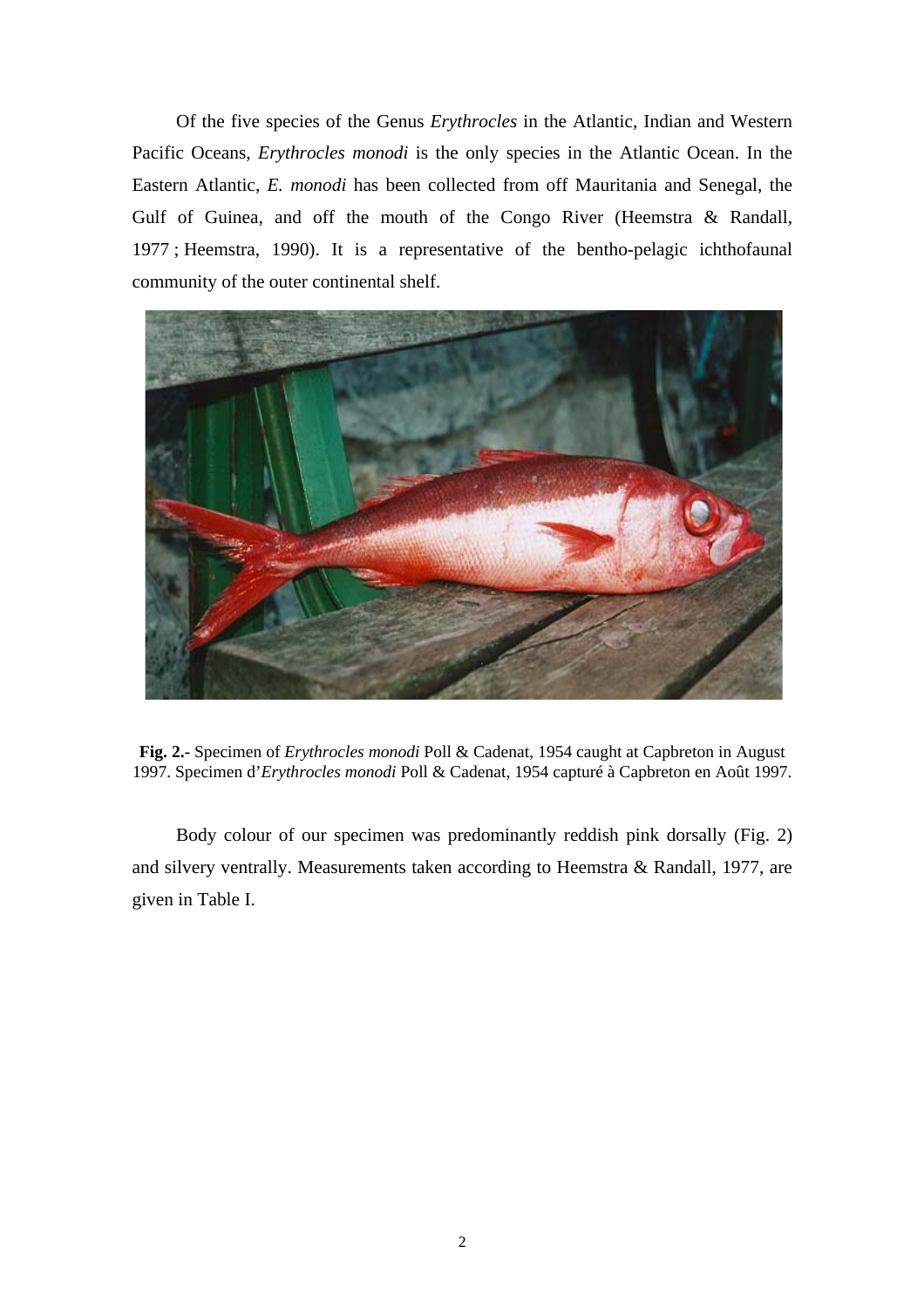Of the five species of the Genus *Erythrocles* in the Atlantic, Indian and Western Pacific Oceans, *Erythrocles monodi* is the only species in the Atlantic Ocean. In the Eastern Atlantic, *E. monodi* has been collected from off Mauritania and Senegal, the Gulf of Guinea, and off the mouth of the Congo River (Heemstra & Randall, 1977 ; Heemstra, 1990). It is a representative of the bentho-pelagic ichthofaunal community of the outer continental shelf.

**Fig. 2.-** Specimen of *Erythrocles monodi* Poll & Cadenat, 1954 caught at Capbreton in August 1997. Specimen d'*Erythrocles monodi* Poll & Cadenat, 1954 capturé à Capbreton en Août 1997.

Body colour of our specimen was predominantly reddish pink dorsally (Fig. 2) and silvery ventrally. Measurements taken according to Heemstra & Randall, 1977, are given in Table I.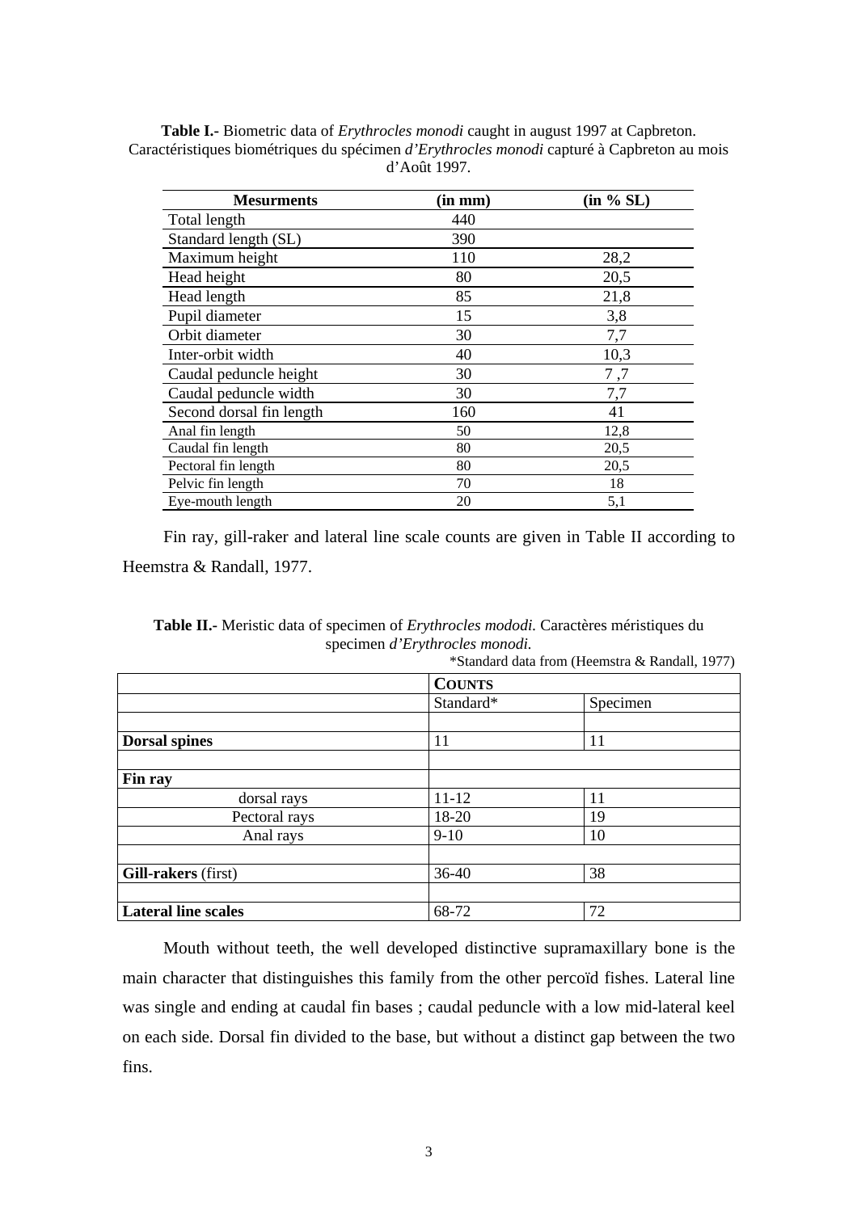**Table I.-** Biometric data of *Erythrocles monodi* caught in august 1997 at Capbreton. Caractéristiques biométriques du spécimen *d'Erythrocles monodi* capturé à Capbreton au mois d'Août 1997.

| Mesurments | (in mm) | (in % SL) |
|---|---|---|
| Total length | 440 | |
| Standard length (SL) | 390 | |
| Maximum height | 110 | 28,2 |
| Head height | 80 | 20,5 |
| Head length | 85 | 21,8 |
| Pupil diameter | 15 | 3,8 |
| Orbit diameter | 30 | 7,7 |
| Inter-orbit width | 40 | 10,3 |
| Caudal peduncle height | 30 | 7 ,7 |
| Caudal peduncle width | 30 | 7,7 |
| Second dorsal fin length | 160 | 41 |
| Anal fin length | 50 | 12,8 |
| Caudal fin length | 80 | 20,5 |
| Pectoral fin length | 80 | 20,5 |
| Pelvic fin length | 70 | 18 |
| Eye-mouth length | 20 | 5,1 |

Fin ray, gill-raker and lateral line scale counts are given in Table II according to Heemstra & Randall, 1977.

**Table II.-** Meristic data of specimen of *Erythrocles mododi.* Caractères méristiques du specimen *d'Erythrocles monodi.*

\*Standard data from (Heemstra & Randall, 1977)

| | COUNTS | |
|---|---|---|
| | Standard* | Specimen |
| | | |
| **Dorsal spines** | 11 | 11 |
| | | |
| **Fin ray** | | |
| dorsal rays | 11-12 | 11 |
| Pectoral rays | 18-20 | 19 |
| Anal rays | 9-10 | 10 |
| | | |
| **Gill-rakers** (first) | 36-40 | 38 |
| | | |
| **Lateral line scales** | 68-72 | 72 |

Mouth without teeth, the well developed distinctive supramaxillary bone is the main character that distinguishes this family from the other percoïd fishes. Lateral line was single and ending at caudal fin bases ; caudal peduncle with a low mid-lateral keel on each side. Dorsal fin divided to the base, but without a distinct gap between the two fins.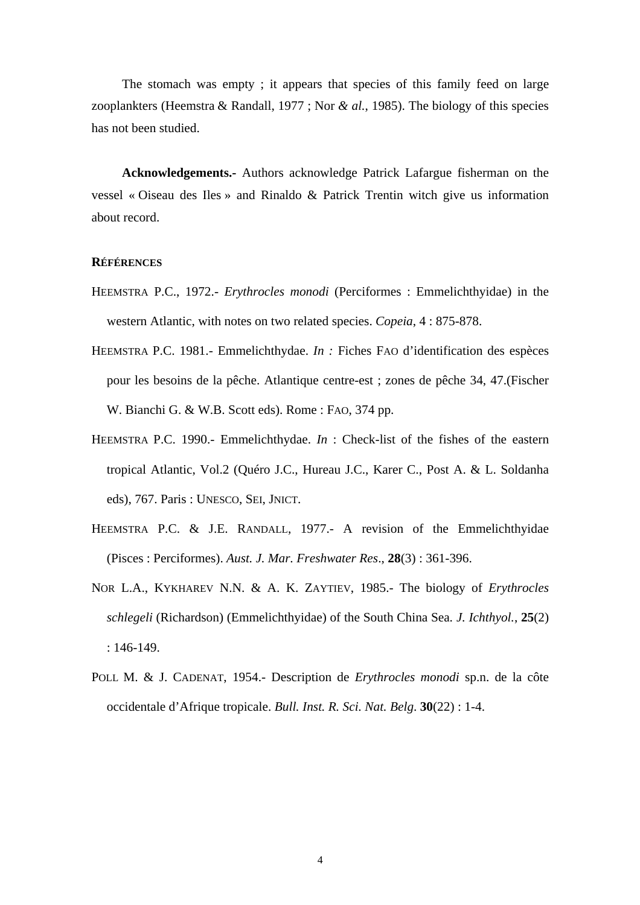The stomach was empty ; it appears that species of this family feed on large zooplankters (Heemstra & Randall, 1977 ; Nor *& al.*, 1985). The biology of this species has not been studied.

**Acknowledgements.-** Authors acknowledge Patrick Lafargue fisherman on the vessel « Oiseau des Iles » and Rinaldo & Patrick Trentin witch give us information about record.

## RÉFÉRENCES

HEEMSTRA P.C., 1972.- *Erythrocles monodi* (Perciformes : Emmelichthyidae) in the western Atlantic, with notes on two related species. *Copeia*, 4 : 875-878.

HEEMSTRA P.C. 1981.- Emmelichthydae. *In :* Fiches FAO d'identification des espèces pour les besoins de la pêche. Atlantique centre-est ; zones de pêche 34, 47.(Fischer W. Bianchi G. & W.B. Scott eds). Rome : FAO, 374 pp.

HEEMSTRA P.C. 1990.- Emmelichthydae. *In* : Check-list of the fishes of the eastern tropical Atlantic, Vol.2 (Quéro J.C., Hureau J.C., Karer C., Post A. & L. Soldanha eds), 767. Paris : UNESCO, SEI, JNICT.

HEEMSTRA P.C. & J.E. RANDALL, 1977.- A revision of the Emmelichthyidae (Pisces : Perciformes). *Aust. J. Mar. Freshwater Res*., **28**(3) : 361-396.

NOR L.A., KYKHAREV N.N. & A. K. ZAYTIEV, 1985.- The biology of *Erythrocles schlegeli* (Richardson) (Emmelichthyidae) of the South China Sea. *J. Ichthyol.*, **25**(2) : 146-149.

POLL M. & J. CADENAT, 1954.- Description de *Erythrocles monodi* sp.n. de la côte occidentale d'Afrique tropicale. *Bull. Inst. R. Sci. Nat. Belg*. **30**(22) : 1-4.